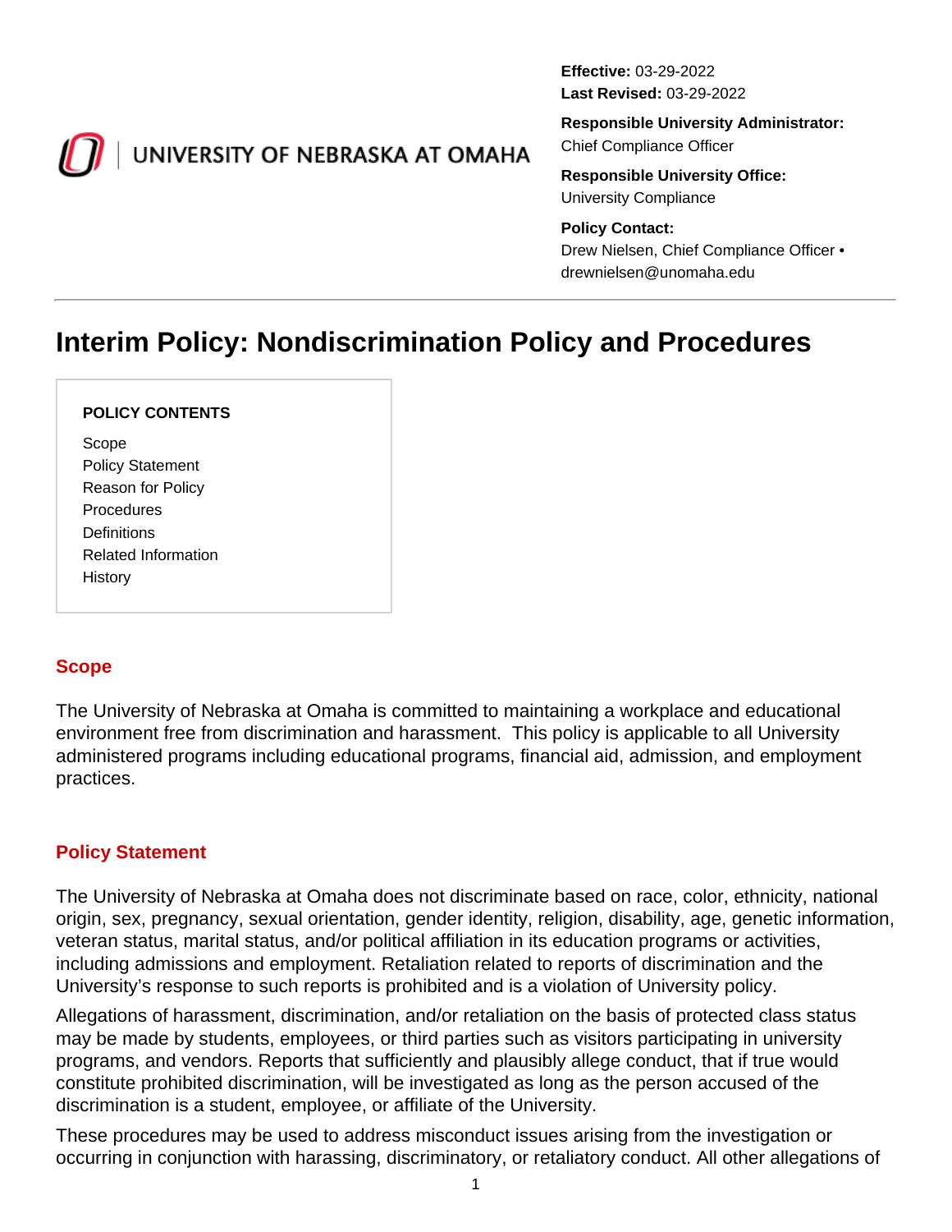UNIVERSITY OF NEBRASKA AT OMAHA

**Effective:** 03-29-2022
**Last Revised:** 03-29-2022

**Responsible University Administrator:**
Chief Compliance Officer

**Responsible University Office:**
University Compliance

**Policy Contact:**
Drew Nielsen, Chief Compliance Officer • drewnielsen@unomaha.edu

# Interim Policy: Nondiscrimination Policy and Procedures

**POLICY CONTENTS**

- Scope
- Policy Statement
- Reason for Policy
- Procedures
- Definitions
- Related Information
- History

## Scope

The University of Nebraska at Omaha is committed to maintaining a workplace and educational environment free from discrimination and harassment. This policy is applicable to all University administered programs including educational programs, financial aid, admission, and employment practices.

## Policy Statement

The University of Nebraska at Omaha does not discriminate based on race, color, ethnicity, national origin, sex, pregnancy, sexual orientation, gender identity, religion, disability, age, genetic information, veteran status, marital status, and/or political affiliation in its education programs or activities, including admissions and employment. Retaliation related to reports of discrimination and the University's response to such reports is prohibited and is a violation of University policy.

Allegations of harassment, discrimination, and/or retaliation on the basis of protected class status may be made by students, employees, or third parties such as visitors participating in university programs, and vendors. Reports that sufficiently and plausibly allege conduct, that if true would constitute prohibited discrimination, will be investigated as long as the person accused of the discrimination is a student, employee, or affiliate of the University.

These procedures may be used to address misconduct issues arising from the investigation or occurring in conjunction with harassing, discriminatory, or retaliatory conduct. All other allegations of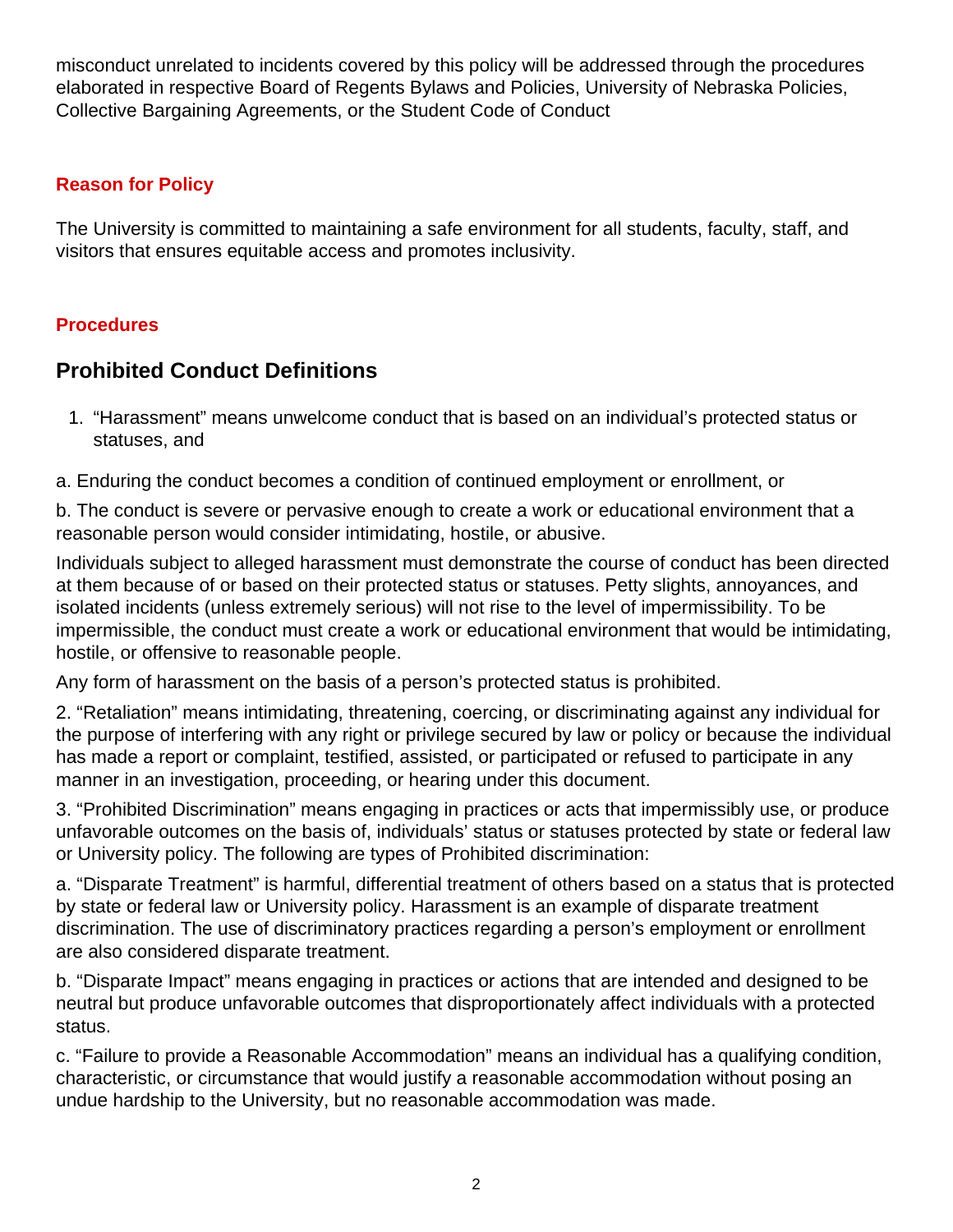misconduct unrelated to incidents covered by this policy will be addressed through the procedures elaborated in respective Board of Regents Bylaws and Policies, University of Nebraska Policies, Collective Bargaining Agreements, or the Student Code of Conduct

**Reason for Policy**

The University is committed to maintaining a safe environment for all students, faculty, staff, and visitors that ensures equitable access and promotes inclusivity.

**Procedures**

## Prohibited Conduct Definitions

1. "Harassment" means unwelcome conduct that is based on an individual's protected status or statuses, and

a. Enduring the conduct becomes a condition of continued employment or enrollment, or

b. The conduct is severe or pervasive enough to create a work or educational environment that a reasonable person would consider intimidating, hostile, or abusive.

Individuals subject to alleged harassment must demonstrate the course of conduct has been directed at them because of or based on their protected status or statuses. Petty slights, annoyances, and isolated incidents (unless extremely serious) will not rise to the level of impermissibility. To be impermissible, the conduct must create a work or educational environment that would be intimidating, hostile, or offensive to reasonable people.

Any form of harassment on the basis of a person's protected status is prohibited.

2. "Retaliation" means intimidating, threatening, coercing, or discriminating against any individual for the purpose of interfering with any right or privilege secured by law or policy or because the individual has made a report or complaint, testified, assisted, or participated or refused to participate in any manner in an investigation, proceeding, or hearing under this document.

3. "Prohibited Discrimination" means engaging in practices or acts that impermissibly use, or produce unfavorable outcomes on the basis of, individuals' status or statuses protected by state or federal law or University policy. The following are types of Prohibited discrimination:

a. "Disparate Treatment" is harmful, differential treatment of others based on a status that is protected by state or federal law or University policy. Harassment is an example of disparate treatment discrimination. The use of discriminatory practices regarding a person's employment or enrollment are also considered disparate treatment.

b. "Disparate Impact" means engaging in practices or actions that are intended and designed to be neutral but produce unfavorable outcomes that disproportionately affect individuals with a protected status.

c. "Failure to provide a Reasonable Accommodation" means an individual has a qualifying condition, characteristic, or circumstance that would justify a reasonable accommodation without posing an undue hardship to the University, but no reasonable accommodation was made.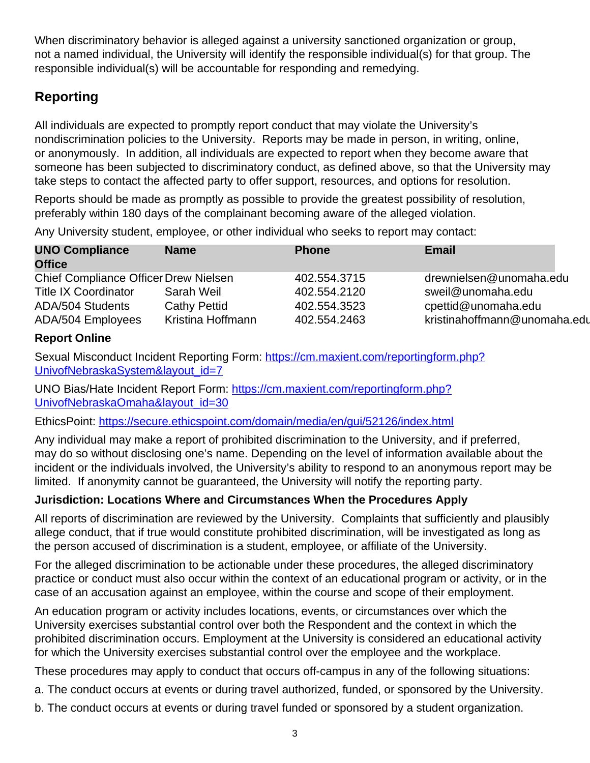When discriminatory behavior is alleged against a university sanctioned organization or group, not a named individual, the University will identify the responsible individual(s) for that group. The responsible individual(s) will be accountable for responding and remedying.

## Reporting

All individuals are expected to promptly report conduct that may violate the University's nondiscrimination policies to the University.  Reports may be made in person, in writing, online, or anonymously.  In addition, all individuals are expected to report when they become aware that someone has been subjected to discriminatory conduct, as defined above, so that the University may take steps to contact the affected party to offer support, resources, and options for resolution.

Reports should be made as promptly as possible to provide the greatest possibility of resolution, preferably within 180 days of the complainant becoming aware of the alleged violation.

Any University student, employee, or other individual who seeks to report may contact:

| UNO Compliance Office | Name | Phone | Email |
|---|---|---|---|
| Chief Compliance Officer | Drew Nielsen | 402.554.3715 | drewnielsen@unomaha.edu |
| Title IX Coordinator | Sarah Weil | 402.554.2120 | sweil@unomaha.edu |
| ADA/504 Students | Cathy Pettid | 402.554.3523 | cpettid@unomaha.edu |
| ADA/504 Employees | Kristina Hoffmann | 402.554.2463 | kristinahoffmann@unomaha.edu |

**Report Online**

Sexual Misconduct Incident Reporting Form: https://cm.maxient.com/reportingform.php?UnivofNebraskaSystem&layout_id=7

UNO Bias/Hate Incident Report Form: https://cm.maxient.com/reportingform.php?UnivofNebraskaOmaha&layout_id=30

EthicsPoint: https://secure.ethicspoint.com/domain/media/en/gui/52126/index.html

Any individual may make a report of prohibited discrimination to the University, and if preferred, may do so without disclosing one's name. Depending on the level of information available about the incident or the individuals involved, the University's ability to respond to an anonymous report may be limited.  If anonymity cannot be guaranteed, the University will notify the reporting party.

**Jurisdiction: Locations Where and Circumstances When the Procedures Apply**

All reports of discrimination are reviewed by the University.  Complaints that sufficiently and plausibly allege conduct, that if true would constitute prohibited discrimination, will be investigated as long as the person accused of discrimination is a student, employee, or affiliate of the University.

For the alleged discrimination to be actionable under these procedures, the alleged discriminatory practice or conduct must also occur within the context of an educational program or activity, or in the case of an accusation against an employee, within the course and scope of their employment.

An education program or activity includes locations, events, or circumstances over which the University exercises substantial control over both the Respondent and the context in which the prohibited discrimination occurs. Employment at the University is considered an educational activity for which the University exercises substantial control over the employee and the workplace.

These procedures may apply to conduct that occurs off-campus in any of the following situations:

a. The conduct occurs at events or during travel authorized, funded, or sponsored by the University.

b. The conduct occurs at events or during travel funded or sponsored by a student organization.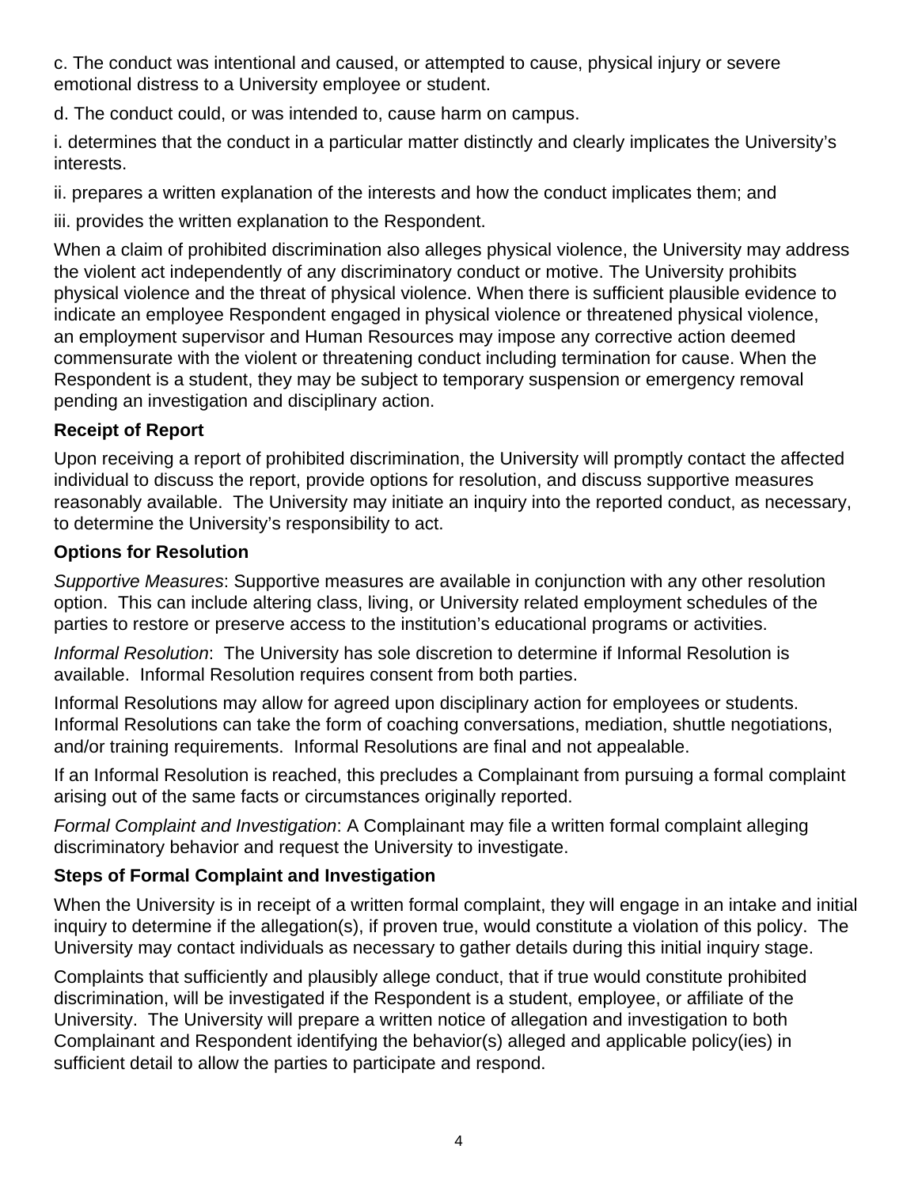c. The conduct was intentional and caused, or attempted to cause, physical injury or severe emotional distress to a University employee or student.

d. The conduct could, or was intended to, cause harm on campus.

i. determines that the conduct in a particular matter distinctly and clearly implicates the University's interests.

ii. prepares a written explanation of the interests and how the conduct implicates them; and

iii. provides the written explanation to the Respondent.

When a claim of prohibited discrimination also alleges physical violence, the University may address the violent act independently of any discriminatory conduct or motive. The University prohibits physical violence and the threat of physical violence. When there is sufficient plausible evidence to indicate an employee Respondent engaged in physical violence or threatened physical violence, an employment supervisor and Human Resources may impose any corrective action deemed commensurate with the violent or threatening conduct including termination for cause. When the Respondent is a student, they may be subject to temporary suspension or emergency removal pending an investigation and disciplinary action.

**Receipt of Report**

Upon receiving a report of prohibited discrimination, the University will promptly contact the affected individual to discuss the report, provide options for resolution, and discuss supportive measures reasonably available. The University may initiate an inquiry into the reported conduct, as necessary, to determine the University's responsibility to act.

**Options for Resolution**

*Supportive Measures*: Supportive measures are available in conjunction with any other resolution option. This can include altering class, living, or University related employment schedules of the parties to restore or preserve access to the institution's educational programs or activities.

*Informal Resolution*: The University has sole discretion to determine if Informal Resolution is available. Informal Resolution requires consent from both parties.

Informal Resolutions may allow for agreed upon disciplinary action for employees or students. Informal Resolutions can take the form of coaching conversations, mediation, shuttle negotiations, and/or training requirements. Informal Resolutions are final and not appealable.

If an Informal Resolution is reached, this precludes a Complainant from pursuing a formal complaint arising out of the same facts or circumstances originally reported.

*Formal Complaint and Investigation*: A Complainant may file a written formal complaint alleging discriminatory behavior and request the University to investigate.

**Steps of Formal Complaint and Investigation**

When the University is in receipt of a written formal complaint, they will engage in an intake and initial inquiry to determine if the allegation(s), if proven true, would constitute a violation of this policy. The University may contact individuals as necessary to gather details during this initial inquiry stage.

Complaints that sufficiently and plausibly allege conduct, that if true would constitute prohibited discrimination, will be investigated if the Respondent is a student, employee, or affiliate of the University. The University will prepare a written notice of allegation and investigation to both Complainant and Respondent identifying the behavior(s) alleged and applicable policy(ies) in sufficient detail to allow the parties to participate and respond.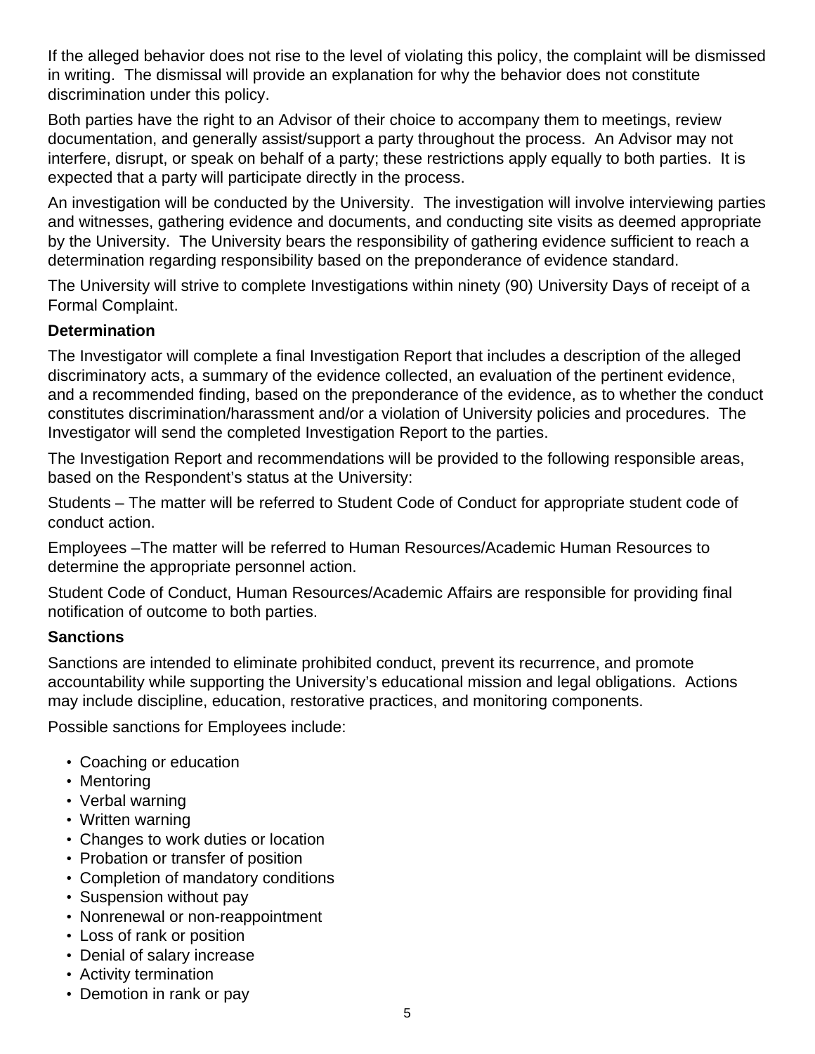If the alleged behavior does not rise to the level of violating this policy, the complaint will be dismissed in writing. The dismissal will provide an explanation for why the behavior does not constitute discrimination under this policy.

Both parties have the right to an Advisor of their choice to accompany them to meetings, review documentation, and generally assist/support a party throughout the process. An Advisor may not interfere, disrupt, or speak on behalf of a party; these restrictions apply equally to both parties. It is expected that a party will participate directly in the process.

An investigation will be conducted by the University. The investigation will involve interviewing parties and witnesses, gathering evidence and documents, and conducting site visits as deemed appropriate by the University. The University bears the responsibility of gathering evidence sufficient to reach a determination regarding responsibility based on the preponderance of evidence standard.

The University will strive to complete Investigations within ninety (90) University Days of receipt of a Formal Complaint.

**Determination**

The Investigator will complete a final Investigation Report that includes a description of the alleged discriminatory acts, a summary of the evidence collected, an evaluation of the pertinent evidence, and a recommended finding, based on the preponderance of the evidence, as to whether the conduct constitutes discrimination/harassment and/or a violation of University policies and procedures. The Investigator will send the completed Investigation Report to the parties.

The Investigation Report and recommendations will be provided to the following responsible areas, based on the Respondent's status at the University:

Students – The matter will be referred to Student Code of Conduct for appropriate student code of conduct action.

Employees –The matter will be referred to Human Resources/Academic Human Resources to determine the appropriate personnel action.

Student Code of Conduct, Human Resources/Academic Affairs are responsible for providing final notification of outcome to both parties.

**Sanctions**

Sanctions are intended to eliminate prohibited conduct, prevent its recurrence, and promote accountability while supporting the University's educational mission and legal obligations. Actions may include discipline, education, restorative practices, and monitoring components.

Possible sanctions for Employees include:

- Coaching or education
- Mentoring
- Verbal warning
- Written warning
- Changes to work duties or location
- Probation or transfer of position
- Completion of mandatory conditions
- Suspension without pay
- Nonrenewal or non-reappointment
- Loss of rank or position
- Denial of salary increase
- Activity termination
- Demotion in rank or pay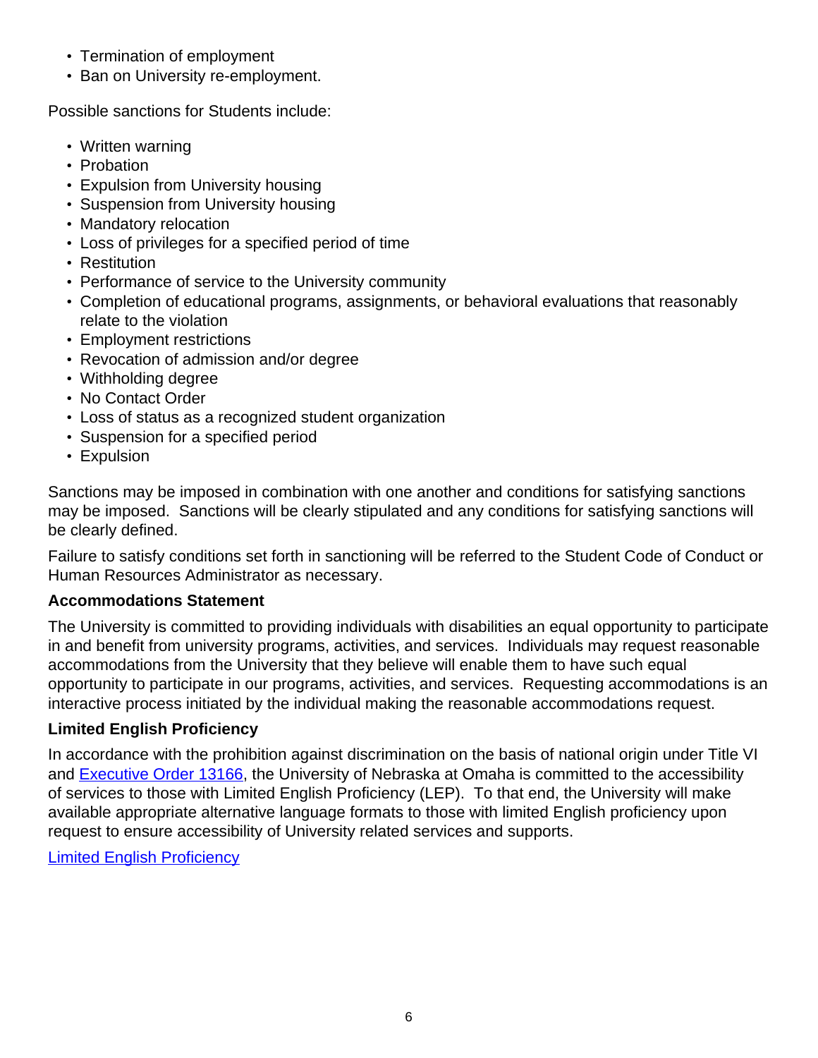- Termination of employment
- Ban on University re-employment.

Possible sanctions for Students include:

- Written warning
- Probation
- Expulsion from University housing
- Suspension from University housing
- Mandatory relocation
- Loss of privileges for a specified period of time
- Restitution
- Performance of service to the University community
- Completion of educational programs, assignments, or behavioral evaluations that reasonably relate to the violation
- Employment restrictions
- Revocation of admission and/or degree
- Withholding degree
- No Contact Order
- Loss of status as a recognized student organization
- Suspension for a specified period
- Expulsion

Sanctions may be imposed in combination with one another and conditions for satisfying sanctions may be imposed. Sanctions will be clearly stipulated and any conditions for satisfying sanctions will be clearly defined.

Failure to satisfy conditions set forth in sanctioning will be referred to the Student Code of Conduct or Human Resources Administrator as necessary.

**Accommodations Statement**

The University is committed to providing individuals with disabilities an equal opportunity to participate in and benefit from university programs, activities, and services. Individuals may request reasonable accommodations from the University that they believe will enable them to have such equal opportunity to participate in our programs, activities, and services. Requesting accommodations is an interactive process initiated by the individual making the reasonable accommodations request.

**Limited English Proficiency**

In accordance with the prohibition against discrimination on the basis of national origin under Title VI and Executive Order 13166, the University of Nebraska at Omaha is committed to the accessibility of services to those with Limited English Proficiency (LEP). To that end, the University will make available appropriate alternative language formats to those with limited English proficiency upon request to ensure accessibility of University related services and supports.

Limited English Proficiency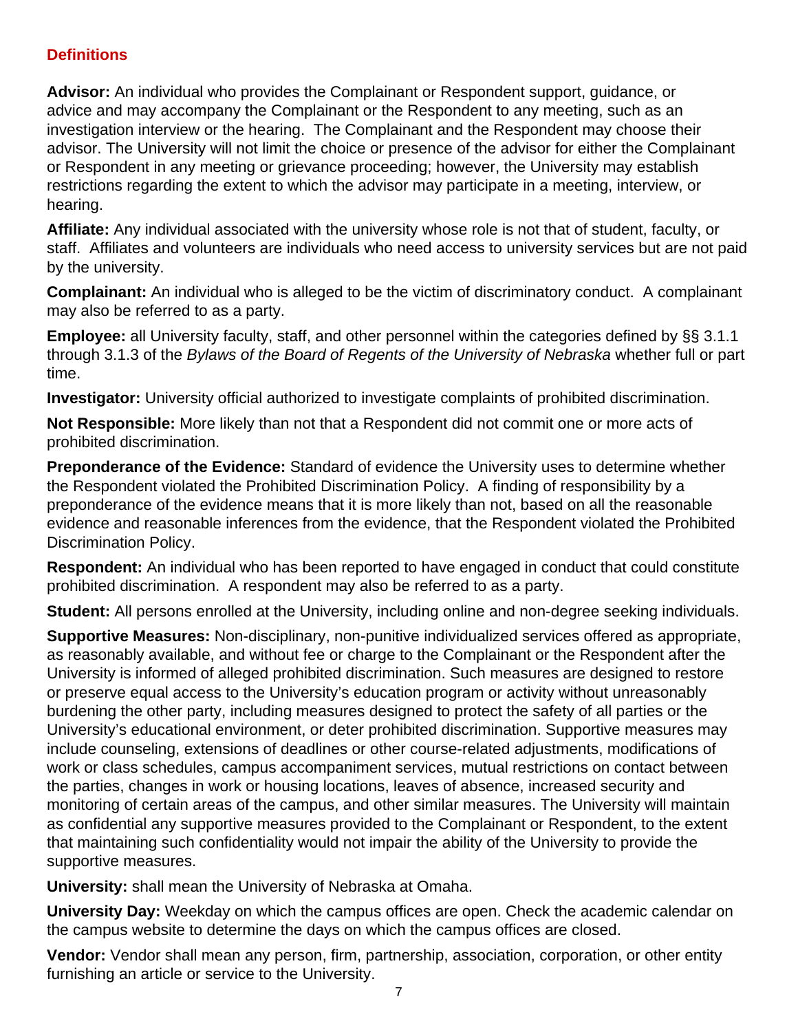## Definitions

**Advisor:** An individual who provides the Complainant or Respondent support, guidance, or advice and may accompany the Complainant or the Respondent to any meeting, such as an investigation interview or the hearing. The Complainant and the Respondent may choose their advisor. The University will not limit the choice or presence of the advisor for either the Complainant or Respondent in any meeting or grievance proceeding; however, the University may establish restrictions regarding the extent to which the advisor may participate in a meeting, interview, or hearing.

**Affiliate:** Any individual associated with the university whose role is not that of student, faculty, or staff. Affiliates and volunteers are individuals who need access to university services but are not paid by the university.

**Complainant:** An individual who is alleged to be the victim of discriminatory conduct. A complainant may also be referred to as a party.

**Employee:** all University faculty, staff, and other personnel within the categories defined by §§ 3.1.1 through 3.1.3 of the *Bylaws of the Board of Regents of the University of Nebraska* whether full or part time.

**Investigator:** University official authorized to investigate complaints of prohibited discrimination.

**Not Responsible:** More likely than not that a Respondent did not commit one or more acts of prohibited discrimination.

**Preponderance of the Evidence:** Standard of evidence the University uses to determine whether the Respondent violated the Prohibited Discrimination Policy. A finding of responsibility by a preponderance of the evidence means that it is more likely than not, based on all the reasonable evidence and reasonable inferences from the evidence, that the Respondent violated the Prohibited Discrimination Policy.

**Respondent:** An individual who has been reported to have engaged in conduct that could constitute prohibited discrimination. A respondent may also be referred to as a party.

**Student:** All persons enrolled at the University, including online and non-degree seeking individuals.

**Supportive Measures:** Non-disciplinary, non-punitive individualized services offered as appropriate, as reasonably available, and without fee or charge to the Complainant or the Respondent after the University is informed of alleged prohibited discrimination. Such measures are designed to restore or preserve equal access to the University's education program or activity without unreasonably burdening the other party, including measures designed to protect the safety of all parties or the University's educational environment, or deter prohibited discrimination. Supportive measures may include counseling, extensions of deadlines or other course-related adjustments, modifications of work or class schedules, campus accompaniment services, mutual restrictions on contact between the parties, changes in work or housing locations, leaves of absence, increased security and monitoring of certain areas of the campus, and other similar measures. The University will maintain as confidential any supportive measures provided to the Complainant or Respondent, to the extent that maintaining such confidentiality would not impair the ability of the University to provide the supportive measures.

**University:** shall mean the University of Nebraska at Omaha.

**University Day:** Weekday on which the campus offices are open. Check the academic calendar on the campus website to determine the days on which the campus offices are closed.

**Vendor:** Vendor shall mean any person, firm, partnership, association, corporation, or other entity furnishing an article or service to the University.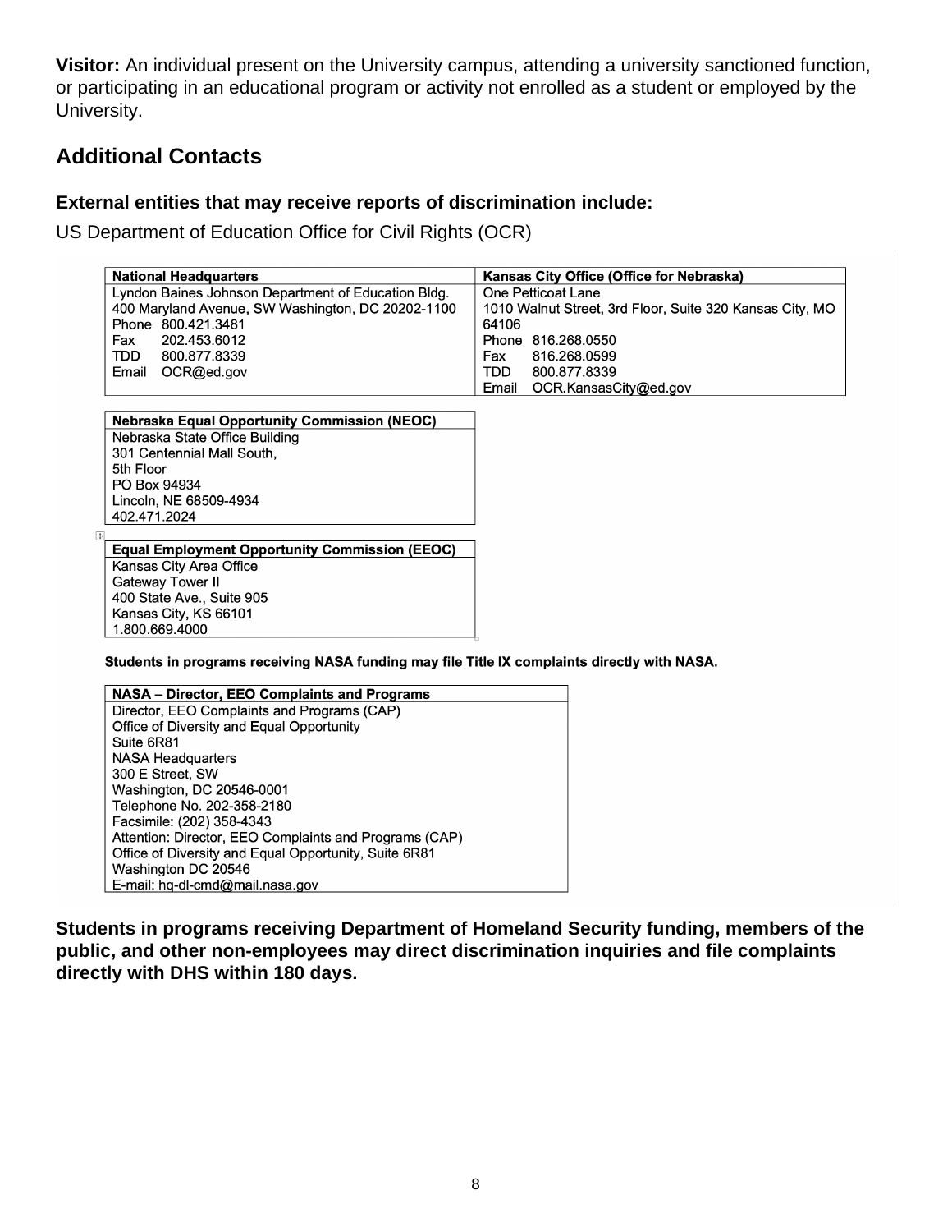**Visitor:** An individual present on the University campus, attending a university sanctioned function, or participating in an educational program or activity not enrolled as a student or employed by the University.

## Additional Contacts

### External entities that may receive reports of discrimination include:

US Department of Education Office for Civil Rights (OCR)

| National Headquarters | Kansas City Office (Office for Nebraska) |
|---|---|
| Lyndon Baines Johnson Department of Education Bldg.<br>400 Maryland Avenue, SW Washington, DC 20202-1100<br>Phone 800.421.3481<br>Fax 202.453.6012<br>TDD 800.877.8339<br>Email OCR@ed.gov | One Petticoat Lane<br>1010 Walnut Street, 3rd Floor, Suite 320 Kansas City, MO 64106<br>Phone 816.268.0550<br>Fax 816.268.0599<br>TDD 800.877.8339<br>Email OCR.KansasCity@ed.gov |

| Nebraska Equal Opportunity Commission (NEOC) |
|---|
| Nebraska State Office Building<br>301 Centennial Mall South,<br>5th Floor<br>PO Box 94934<br>Lincoln, NE 68509-4934<br>402.471.2024 |

| Equal Employment Opportunity Commission (EEOC) |
|---|
| Kansas City Area Office<br>Gateway Tower II<br>400 State Ave., Suite 905<br>Kansas City, KS 66101<br>1.800.669.4000 |

**Students in programs receiving NASA funding may file Title IX complaints directly with NASA.**

| NASA – Director, EEO Complaints and Programs |
|---|
| Director, EEO Complaints and Programs (CAP)<br>Office of Diversity and Equal Opportunity<br>Suite 6R81<br>NASA Headquarters<br>300 E Street, SW<br>Washington, DC 20546-0001<br>Telephone No. 202-358-2180<br>Facsimile: (202) 358-4343<br>Attention: Director, EEO Complaints and Programs (CAP)<br>Office of Diversity and Equal Opportunity, Suite 6R81<br>Washington DC 20546<br>E-mail: hq-dl-cmd@mail.nasa.gov |

**Students in programs receiving Department of Homeland Security funding, members of the public, and other non-employees may direct discrimination inquiries and file complaints directly with DHS within 180 days.**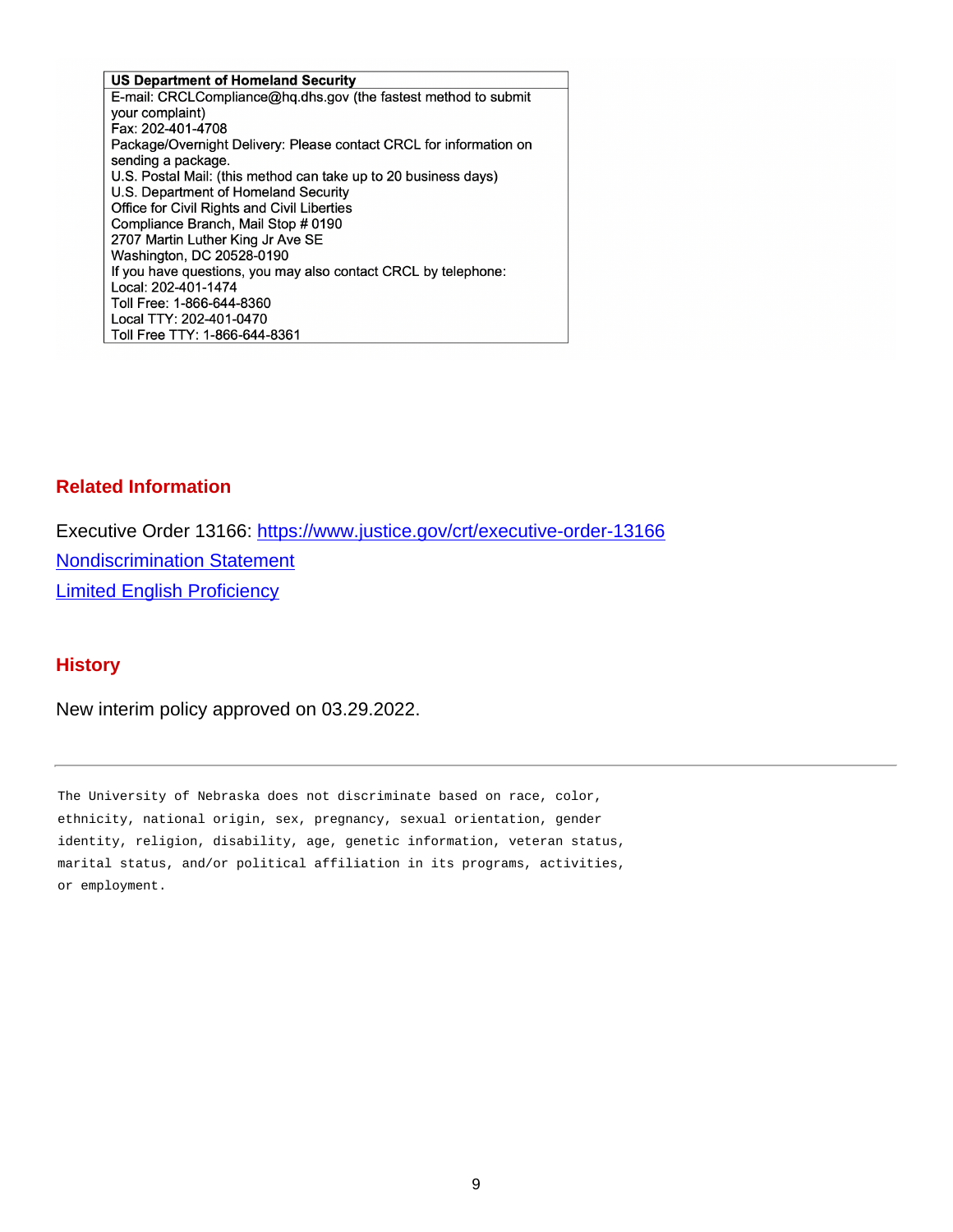| US Department of Homeland Security |
| --- |
| E-mail: CRCLCompliance@hq.dhs.gov (the fastest method to submit your complaint)<br>Fax: 202-401-4708<br>Package/Overnight Delivery: Please contact CRCL for information on sending a package.<br>U.S. Postal Mail: (this method can take up to 20 business days)<br>U.S. Department of Homeland Security<br>Office for Civil Rights and Civil Liberties<br>Compliance Branch, Mail Stop # 0190<br>2707 Martin Luther King Jr Ave SE<br>Washington, DC 20528-0190<br>If you have questions, you may also contact CRCL by telephone:<br>Local: 202-401-1474<br>Toll Free: 1-866-644-8360<br>Local TTY: 202-401-0470<br>Toll Free TTY: 1-866-644-8361 |

## Related Information

Executive Order 13166: [https://www.justice.gov/crt/executive-order-13166](https://www.justice.gov/crt/executive-order-13166)

[Nondiscrimination Statement]()

[Limited English Proficiency]()

## History

New interim policy approved on 03.29.2022.

---

The University of Nebraska does not discriminate based on race, color, ethnicity, national origin, sex, pregnancy, sexual orientation, gender identity, religion, disability, age, genetic information, veteran status, marital status, and/or political affiliation in its programs, activities, or employment.